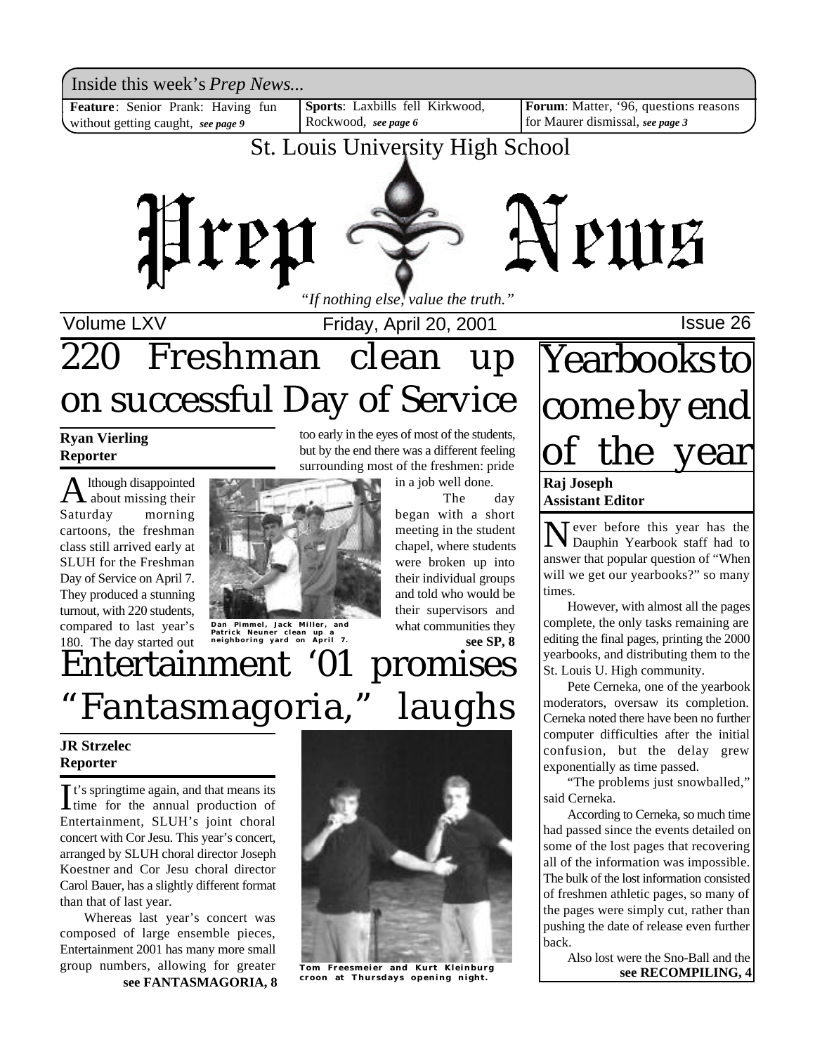Inside this week's *Prep News...*

**Feature**: Senior Prank: Having fun without getting caught, ***see page 9***

**Sports**: Laxbills fell Kirkwood, Rockwood, ***see page 6***

**Forum**: Matter, '96, questions reasons for Maurer dismissal, ***see page 3***

St. Louis University High School

# Prep News

*"If nothing else, value the truth."*

Volume LXV — Friday, April 20, 2001 — Issue 26

# 220 Freshman clean up on successful Day of Service

**Ryan Vierling**
**Reporter**

Although disappointed about missing their Saturday morning cartoons, the freshman class still arrived early at SLUH for the Freshman Day of Service on April 7. They produced a stunning turnout, with 220 students, compared to last year's 180. The day started out too early in the eyes of most of the students, but by the end there was a different feeling surrounding most of the freshmen: pride in a job well done.

The day began with a short meeting in the student chapel, where students were broken up into their individual groups and told who would be their supervisors and what communities they

**see SP, 8**

Dan Pimmel, Jack Miller, and Patrick Neuner clean up a neighboring yard on April 7.

# Entertainment '01 promises "Fantasmagoria," laughs

**JR Strzelec**
**Reporter**

It's springtime again, and that means its time for the annual production of Entertainment, SLUH's joint choral concert with Cor Jesu. This year's concert, arranged by SLUH choral director Joseph Koestner and Cor Jesu choral director Carol Bauer, has a slightly different format than that of last year.

Whereas last year's concert was composed of large ensemble pieces, Entertainment 2001 has many more small group numbers, allowing for greater

**see FANTASMAGORIA, 8**

Tom Freesmeier and Kurt Kleinburg croon at Thursdays opening night.

# Yearbooks to come by end of the year

**Raj Joseph**
**Assistant Editor**

Never before this year has the Dauphin Yearbook staff had to answer that popular question of "When will we get our yearbooks?" so many times.

However, with almost all the pages complete, the only tasks remaining are editing the final pages, printing the 2000 yearbooks, and distributing them to the St. Louis U. High community.

Pete Cerneka, one of the yearbook moderators, oversaw its completion. Cerneka noted there have been no further computer difficulties after the initial confusion, but the delay grew exponentially as time passed.

"The problems just snowballed," said Cerneka.

According to Cerneka, so much time had passed since the events detailed on some of the lost pages that recovering all of the information was impossible. The bulk of the lost information consisted of freshmen athletic pages, so many of the pages were simply cut, rather than pushing the date of release even further back.

Also lost were the Sno-Ball and the

**see RECOMPILING, 4**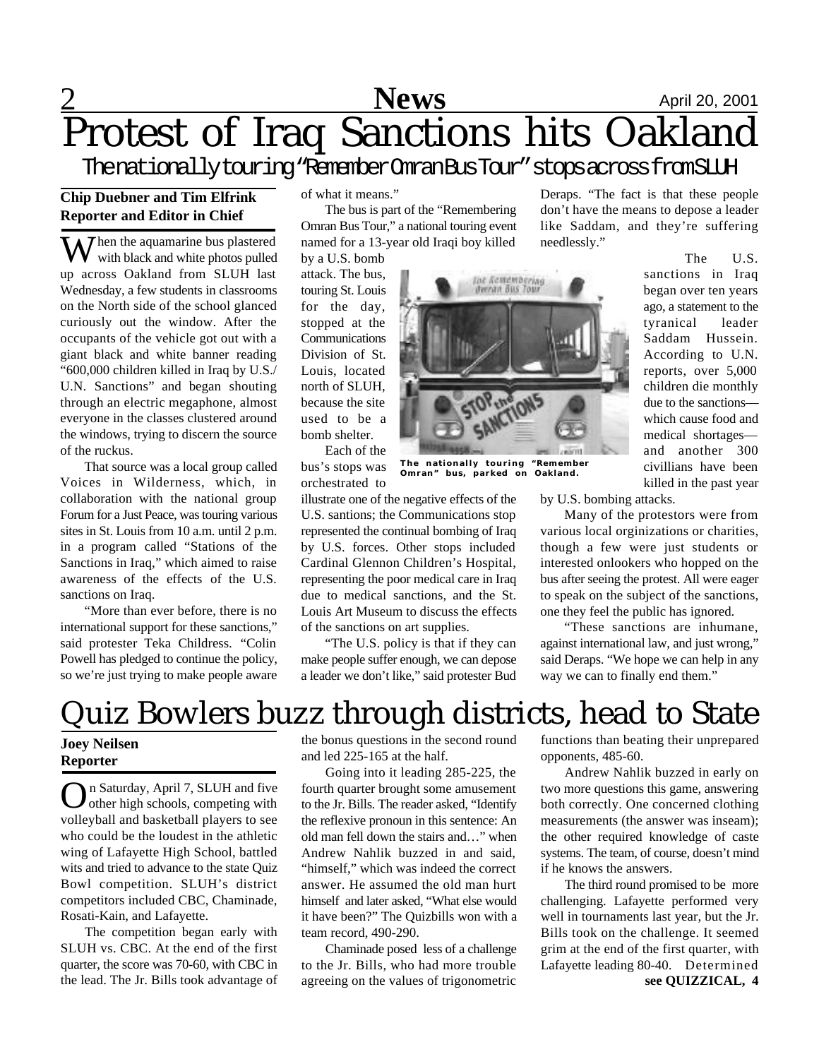# Protest of Iraq Sanctions hits Oakland

## The nationally touring "Remember Omran Bus Tour" stops across from SLUH

**Chip Duebner and Tim Elfrink**
**Reporter and Editor in Chief**

When the aquamarine bus plastered with black and white photos pulled up across Oakland from SLUH last Wednesday, a few students in classrooms on the North side of the school glanced curiously out the window. After the occupants of the vehicle got out with a giant black and white banner reading "600,000 children killed in Iraq by U.S./ U.N. Sanctions" and began shouting through an electric megaphone, almost everyone in the classes clustered around the windows, trying to discern the source of the ruckus.

That source was a local group called Voices in Wilderness, which, in collaboration with the national group Forum for a Just Peace, was touring various sites in St. Louis from 10 a.m. until 2 p.m. in a program called "Stations of the Sanctions in Iraq," which aimed to raise awareness of the effects of the U.S. sanctions on Iraq.

"More than ever before, there is no international support for these sanctions," said protester Teka Childress. "Colin Powell has pledged to continue the policy, so we're just trying to make people aware of what it means."

The bus is part of the "Remembering Omran Bus Tour," a national touring event named for a 13-year old Iraqi boy killed by a U.S. bomb attack. The bus, touring St. Louis for the day, stopped at the Communications Division of St. Louis, located north of SLUH, because the site used to be a bomb shelter.

Each of the bus's stops was orchestrated to illustrate one of the negative effects of the U.S. santions; the Communications stop represented the continual bombing of Iraq by U.S. forces. Other stops included Cardinal Glennon Children's Hospital, representing the poor medical care in Iraq due to medical sanctions, and the St. Louis Art Museum to discuss the effects of the sanctions on art supplies.

"The U.S. policy is that if they can make people suffer enough, we can depose a leader we don't like," said protester Bud Deraps. "The fact is that these people don't have the means to depose a leader like Saddam, and they're suffering needlessly."

The nationally touring "Remember Omran" bus, parked on Oakland.

The U.S. sanctions in Iraq began over ten years ago, a statement to the tyranical leader Saddam Hussein. According to U.N. reports, over 5,000 children die monthly due to the sanctions—which cause food and medical shortages—and another 300 civillians have been killed in the past year by U.S. bombing attacks.

Many of the protestors were from various local orginizations or charities, though a few were just students or interested onlookers who hopped on the bus after seeing the protest. All were eager to speak on the subject of the sanctions, one they feel the public has ignored.

"These sanctions are inhumane, against international law, and just wrong," said Deraps. "We hope we can help in any way we can to finally end them."

# Quiz Bowlers buzz through districts, head to State

**Joey Neilsen**
**Reporter**

On Saturday, April 7, SLUH and five other high schools, competing with volleyball and basketball players to see who could be the loudest in the athletic wing of Lafayette High School, battled wits and tried to advance to the state Quiz Bowl competition. SLUH's district competitors included CBC, Chaminade, Rosati-Kain, and Lafayette.

The competition began early with SLUH vs. CBC. At the end of the first quarter, the score was 70-60, with CBC in the lead. The Jr. Bills took advantage of the bonus questions in the second round and led 225-165 at the half.

Going into it leading 285-225, the fourth quarter brought some amusement to the Jr. Bills. The reader asked, "Identify the reflexive pronoun in this sentence: An old man fell down the stairs and…" when Andrew Nahlik buzzed in and said, "himself," which was indeed the correct answer. He assumed the old man hurt himself and later asked, "What else would it have been?" The Quizbills won with a team record, 490-290.

Chaminade posed less of a challenge to the Jr. Bills, who had more trouble agreeing on the values of trigonometric functions than beating their unprepared opponents, 485-60.

Andrew Nahlik buzzed in early on two more questions this game, answering both correctly. One concerned clothing measurements (the answer was inseam); the other required knowledge of caste systems. The team, of course, doesn't mind if he knows the answers.

The third round promised to be more challenging. Lafayette performed very well in tournaments last year, but the Jr. Bills took on the challenge. It seemed grim at the end of the first quarter, with Lafayette leading 80-40. Determined

**see QUIZZICAL, 4**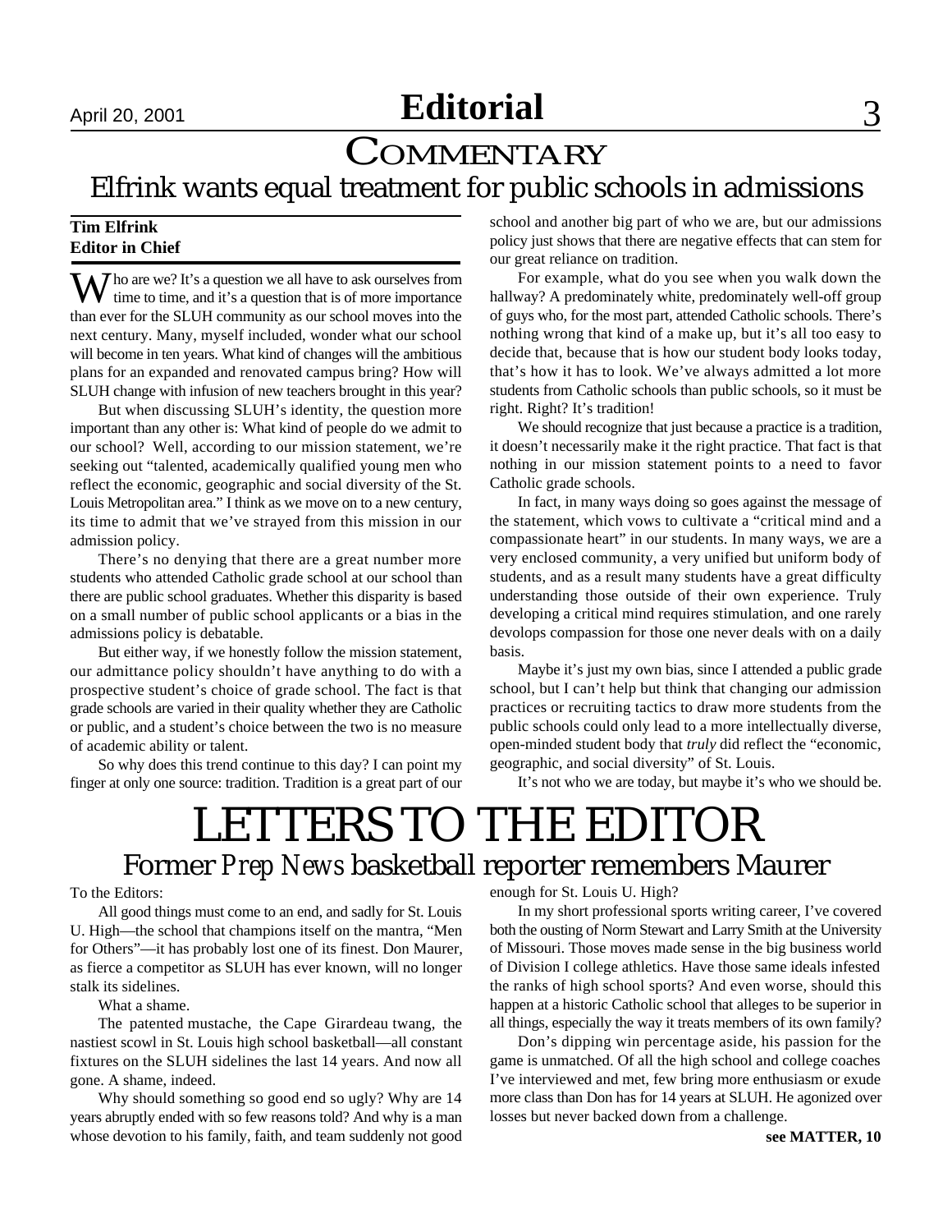# Editorial

## COMMENTARY

## Elfrink wants equal treatment for public schools in admissions

**Tim Elfrink**
**Editor in Chief**

Who are we? It's a question we all have to ask ourselves from time to time, and it's a question that is of more importance than ever for the SLUH community as our school moves into the next century. Many, myself included, wonder what our school will become in ten years. What kind of changes will the ambitious plans for an expanded and renovated campus bring? How will SLUH change with infusion of new teachers brought in this year?

But when discussing SLUH's identity, the question more important than any other is: What kind of people do we admit to our school? Well, according to our mission statement, we're seeking out "talented, academically qualified young men who reflect the economic, geographic and social diversity of the St. Louis Metropolitan area." I think as we move on to a new century, its time to admit that we've strayed from this mission in our admission policy.

There's no denying that there are a great number more students who attended Catholic grade school at our school than there are public school graduates. Whether this disparity is based on a small number of public school applicants or a bias in the admissions policy is debatable.

But either way, if we honestly follow the mission statement, our admittance policy shouldn't have anything to do with a prospective student's choice of grade school. The fact is that grade schools are varied in their quality whether they are Catholic or public, and a student's choice between the two is no measure of academic ability or talent.

So why does this trend continue to this day? I can point my finger at only one source: tradition. Tradition is a great part of our school and another big part of who we are, but our admissions policy just shows that there are negative effects that can stem for our great reliance on tradition.

For example, what do you see when you walk down the hallway? A predominately white, predominately well-off group of guys who, for the most part, attended Catholic schools. There's nothing wrong that kind of a make up, but it's all too easy to decide that, because that is how our student body looks today, that's how it has to look. We've always admitted a lot more students from Catholic schools than public schools, so it must be right. Right? It's tradition!

We should recognize that just because a practice is a tradition, it doesn't necessarily make it the right practice. That fact is that nothing in our mission statement points to a need to favor Catholic grade schools.

In fact, in many ways doing so goes against the message of the statement, which vows to cultivate a "critical mind and a compassionate heart" in our students. In many ways, we are a very enclosed community, a very unified but uniform body of students, and as a result many students have a great difficulty understanding those outside of their own experience. Truly developing a critical mind requires stimulation, and one rarely devolops compassion for those one never deals with on a daily basis.

Maybe it's just my own bias, since I attended a public grade school, but I can't help but think that changing our admission practices or recruiting tactics to draw more students from the public schools could only lead to a more intellectually diverse, open-minded student body that *truly* did reflect the "economic, geographic, and social diversity" of St. Louis.

It's not who we are today, but maybe it's who we should be.

# LETTERS TO THE EDITOR

## Former *Prep News* basketball reporter remembers Maurer

To the Editors:

All good things must come to an end, and sadly for St. Louis U. High—the school that champions itself on the mantra, "Men for Others"—it has probably lost one of its finest. Don Maurer, as fierce a competitor as SLUH has ever known, will no longer stalk its sidelines.

What a shame.

The patented mustache, the Cape Girardeau twang, the nastiest scowl in St. Louis high school basketball—all constant fixtures on the SLUH sidelines the last 14 years. And now all gone. A shame, indeed.

Why should something so good end so ugly? Why are 14 years abruptly ended with so few reasons told? And why is a man whose devotion to his family, faith, and team suddenly not good enough for St. Louis U. High?

In my short professional sports writing career, I've covered both the ousting of Norm Stewart and Larry Smith at the University of Missouri. Those moves made sense in the big business world of Division I college athletics. Have those same ideals infested the ranks of high school sports? And even worse, should this happen at a historic Catholic school that alleges to be superior in all things, especially the way it treats members of its own family?

Don's dipping win percentage aside, his passion for the game is unmatched. Of all the high school and college coaches I've interviewed and met, few bring more enthusiasm or exude more class than Don has for 14 years at SLUH. He agonized over losses but never backed down from a challenge.

**see MATTER, 10**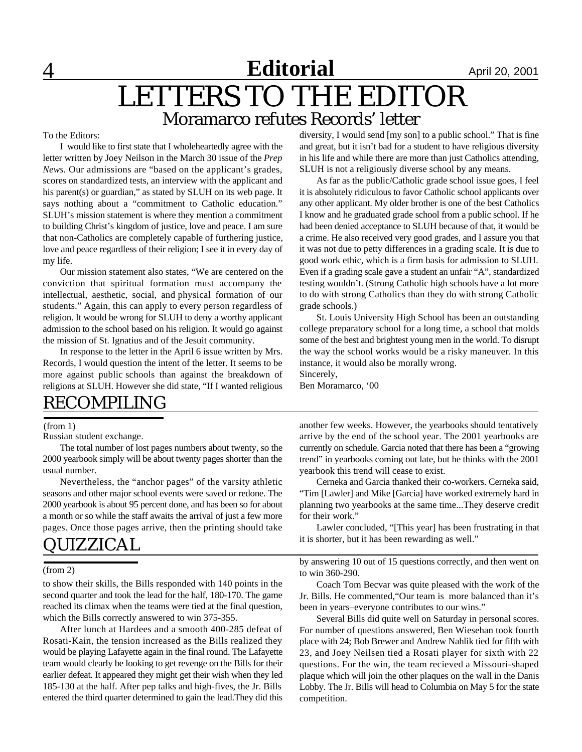# LETTERS TO THE EDITOR

## Moramarco refutes Records' letter

To the Editors:

I would like to first state that I wholeheartedly agree with the letter written by Joey Neilson in the March 30 issue of the *Prep News*. Our admissions are "based on the applicant's grades, scores on standardized tests, an interview with the applicant and his parent(s) or guardian," as stated by SLUH on its web page. It says nothing about a "commitment to Catholic education." SLUH's mission statement is where they mention a commitment to building Christ's kingdom of justice, love and peace. I am sure that non-Catholics are completely capable of furthering justice, love and peace regardless of their religion; I see it in every day of my life.

Our mission statement also states, "We are centered on the conviction that spiritual formation must accompany the intellectual, aesthetic, social, and physical formation of our students." Again, this can apply to every person regardless of religion. It would be wrong for SLUH to deny a worthy applicant admission to the school based on his religion. It would go against the mission of St. Ignatius and of the Jesuit community.

In response to the letter in the April 6 issue written by Mrs. Records, I would question the intent of the letter. It seems to be more against public schools than against the breakdown of religions at SLUH. However she did state, "If I wanted religious diversity, I would send [my son] to a public school." That is fine and great, but it isn't bad for a student to have religious diversity in his life and while there are more than just Catholics attending, SLUH is not a religiously diverse school by any means.

As far as the public/Catholic grade school issue goes, I feel it is absolutely ridiculous to favor Catholic school applicants over any other applicant. My older brother is one of the best Catholics I know and he graduated grade school from a public school. If he had been denied acceptance to SLUH because of that, it would be a crime. He also received very good grades, and I assure you that it was not due to petty differences in a grading scale. It is due to good work ethic, which is a firm basis for admission to SLUH. Even if a grading scale gave a student an unfair "A", standardized testing wouldn't. (Strong Catholic high schools have a lot more to do with strong Catholics than they do with strong Catholic grade schools.)

St. Louis University High School has been an outstanding college preparatory school for a long time, a school that molds some of the best and brightest young men in the world. To disrupt the way the school works would be a risky maneuver. In this instance, it would also be morally wrong.

Sincerely,
Ben Moramarco, '00

## RECOMPILING

(from 1)

Russian student exchange.

The total number of lost pages numbers about twenty, so the 2000 yearbook simply will be about twenty pages shorter than the usual number.

Nevertheless, the "anchor pages" of the varsity athletic seasons and other major school events were saved or redone. The 2000 yearbook is about 95 percent done, and has been so for about a month or so while the staff awaits the arrival of just a few more pages. Once those pages arrive, then the printing should take another few weeks. However, the yearbooks should tentatively arrive by the end of the school year. The 2001 yearbooks are currently on schedule. Garcia noted that there has been a "growing trend" in yearbooks coming out late, but he thinks with the 2001 yearbook this trend will cease to exist.

Cerneka and Garcia thanked their co-workers. Cerneka said, "Tim [Lawler] and Mike [Garcia] have worked extremely hard in planning two yearbooks at the same time...They deserve credit for their work."

Lawler concluded, "[This year] has been frustrating in that it is shorter, but it has been rewarding as well."

## QUIZZICAL

(from 2)

to show their skills, the Bills responded with 140 points in the second quarter and took the lead for the half, 180-170. The game reached its climax when the teams were tied at the final question, which the Bills correctly answered to win 375-355.

After lunch at Hardees and a smooth 400-285 defeat of Rosati-Kain, the tension increased as the Bills realized they would be playing Lafayette again in the final round. The Lafayette team would clearly be looking to get revenge on the Bills for their earlier defeat. It appeared they might get their wish when they led 185-130 at the half. After pep talks and high-fives, the Jr. Bills entered the third quarter determined to gain the lead.They did this by answering 10 out of 15 questions correctly, and then went on to win 360-290.

Coach Tom Becvar was quite pleased with the work of the Jr. Bills. He commented,"Our team is more balanced than it's been in years–everyone contributes to our wins."

Several Bills did quite well on Saturday in personal scores. For number of questions answered, Ben Wiesehan took fourth place with 24; Bob Brewer and Andrew Nahlik tied for fifth with 23, and Joey Neilsen tied a Rosati player for sixth with 22 questions. For the win, the team recieved a Missouri-shaped plaque which will join the other plaques on the wall in the Danis Lobby. The Jr. Bills will head to Columbia on May 5 for the state competition.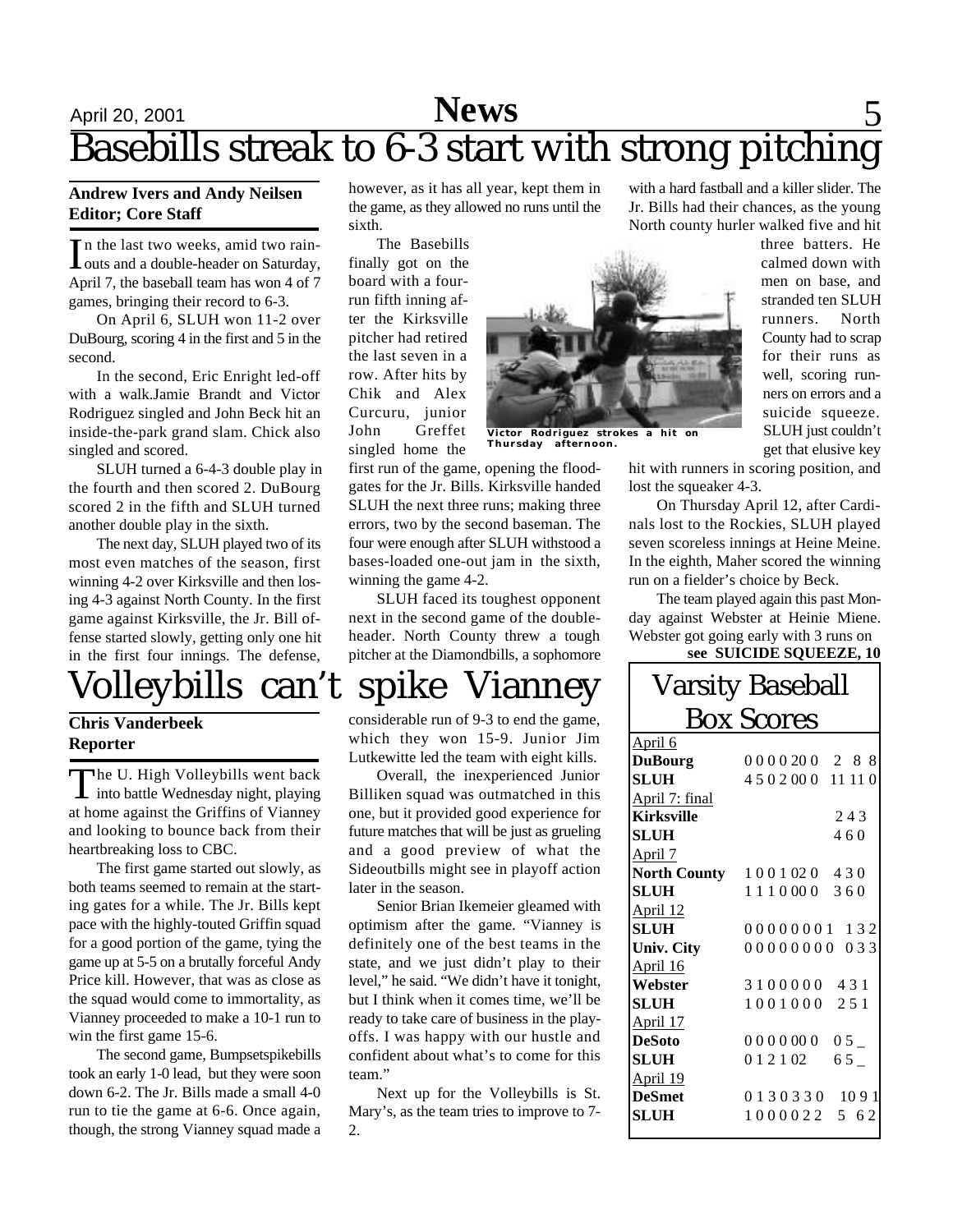# Basebills streak to 6-3 start with strong pitching

**Andrew Ivers and Andy Neilsen**
**Editor; Core Staff**

In the last two weeks, amid two rainouts and a double-header on Saturday, April 7, the baseball team has won 4 of 7 games, bringing their record to 6-3.

On April 6, SLUH won 11-2 over DuBourg, scoring 4 in the first and 5 in the second.

In the second, Eric Enright led-off with a walk.Jamie Brandt and Victor Rodriguez singled and John Beck hit an inside-the-park grand slam. Chick also singled and scored.

SLUH turned a 6-4-3 double play in the fourth and then scored 2. DuBourg scored 2 in the fifth and SLUH turned another double play in the sixth.

The next day, SLUH played two of its most even matches of the season, first winning 4-2 over Kirksville and then losing 4-3 against North County. In the first game against Kirksville, the Jr. Bill offense started slowly, getting only one hit in the first four innings. The defense, however, as it has all year, kept them in the game, as they allowed no runs until the sixth.

The Basebills finally got on the board with a four-run fifth inning after the Kirksville pitcher had retired the last seven in a row. After hits by Chik and Alex Curcuru, junior John Greffet singled home the first run of the game, opening the floodgates for the Jr. Bills. Kirksville handed SLUH the next three runs; making three errors, two by the second baseman. The four were enough after SLUH withstood a bases-loaded one-out jam in the sixth, winning the game 4-2.

Victor Rodriguez strokes a hit on Thursday afternoon.

SLUH faced its toughest opponent next in the second game of the double-header. North County threw a tough pitcher at the Diamondbills, a sophomore with a hard fastball and a killer slider. The Jr. Bills had their chances, as the young North county hurler walked five and hit three batters. He calmed down with men on base, and stranded ten SLUH runners. North County had to scrap for their runs as well, scoring runners on errors and a suicide squeeze. SLUH just couldn't get that elusive key hit with runners in scoring position, and lost the squeaker 4-3.

On Thursday April 12, after Cardinals lost to the Rockies, SLUH played seven scoreless innings at Heine Meine. In the eighth, Maher scored the winning run on a fielder's choice by Beck.

The team played again this past Monday against Webster at Heinie Miene. Webster got going early with 3 runs on

**see SUICIDE SQUEEZE, 10**

## Varsity Baseball Box Scores

| | | |
|---|---|---|
| April 6 | | |
| **DuBourg** | 0 0 0 0 2 0 0 | 2 8 8 |
| **SLUH** | 4 5 0 2 0 0 0 | 11 11 0 |
| April 7: final | | |
| **Kirksville** | | 2 4 3 |
| **SLUH** | | 4 6 0 |
| April 7 | | |
| **North County** | 1 0 0 1 0 2 0 | 4 3 0 |
| **SLUH** | 1 1 1 0 0 0 0 | 3 6 0 |
| April 12 | | |
| **SLUH** | 0 0 0 0 0 0 0 1 | 1 3 2 |
| **Univ. City** | 0 0 0 0 0 0 0 0 | 0 3 3 |
| April 16 | | |
| **Webster** | 3 1 0 0 0 0 0 | 4 3 1 |
| **SLUH** | 1 0 0 1 0 0 0 | 2 5 1 |
| April 17 | | |
| **DeSoto** | 0 0 0 0 0 0 0 | 0 5 _ |
| **SLUH** | 0 1 2 1 0 2 | 6 5 _ |
| April 19 | | |
| **DeSmet** | 0 1 3 0 3 3 0 | 10 9 1 |
| **SLUH** | 1 0 0 0 0 2 2 | 5 6 2 |

# Volleybills can't spike Vianney

**Chris Vanderbeek**
**Reporter**

The U. High Volleybills went back into battle Wednesday night, playing at home against the Griffins of Vianney and looking to bounce back from their heartbreaking loss to CBC.

The first game started out slowly, as both teams seemed to remain at the starting gates for a while. The Jr. Bills kept pace with the highly-touted Griffin squad for a good portion of the game, tying the game up at 5-5 on a brutally forceful Andy Price kill. However, that was as close as the squad would come to immortality, as Vianney proceeded to make a 10-1 run to win the first game 15-6.

The second game, Bumpsetspikebills took an early 1-0 lead, but they were soon down 6-2. The Jr. Bills made a small 4-0 run to tie the game at 6-6. Once again, though, the strong Vianney squad made a considerable run of 9-3 to end the game, which they won 15-9. Junior Jim Lutkewitte led the team with eight kills.

Overall, the inexperienced Junior Billiken squad was outmatched in this one, but it provided good experience for future matches that will be just as grueling and a good preview of what the Sideoutbills might see in playoff action later in the season.

Senior Brian Ikemeier gleamed with optimism after the game. "Vianney is definitely one of the best teams in the state, and we just didn't play to their level," he said. "We didn't have it tonight, but I think when it comes time, we'll be ready to take care of business in the playoffs. I was happy with our hustle and confident about what's to come for this team."

Next up for the Volleybills is St. Mary's, as the team tries to improve to 7-2.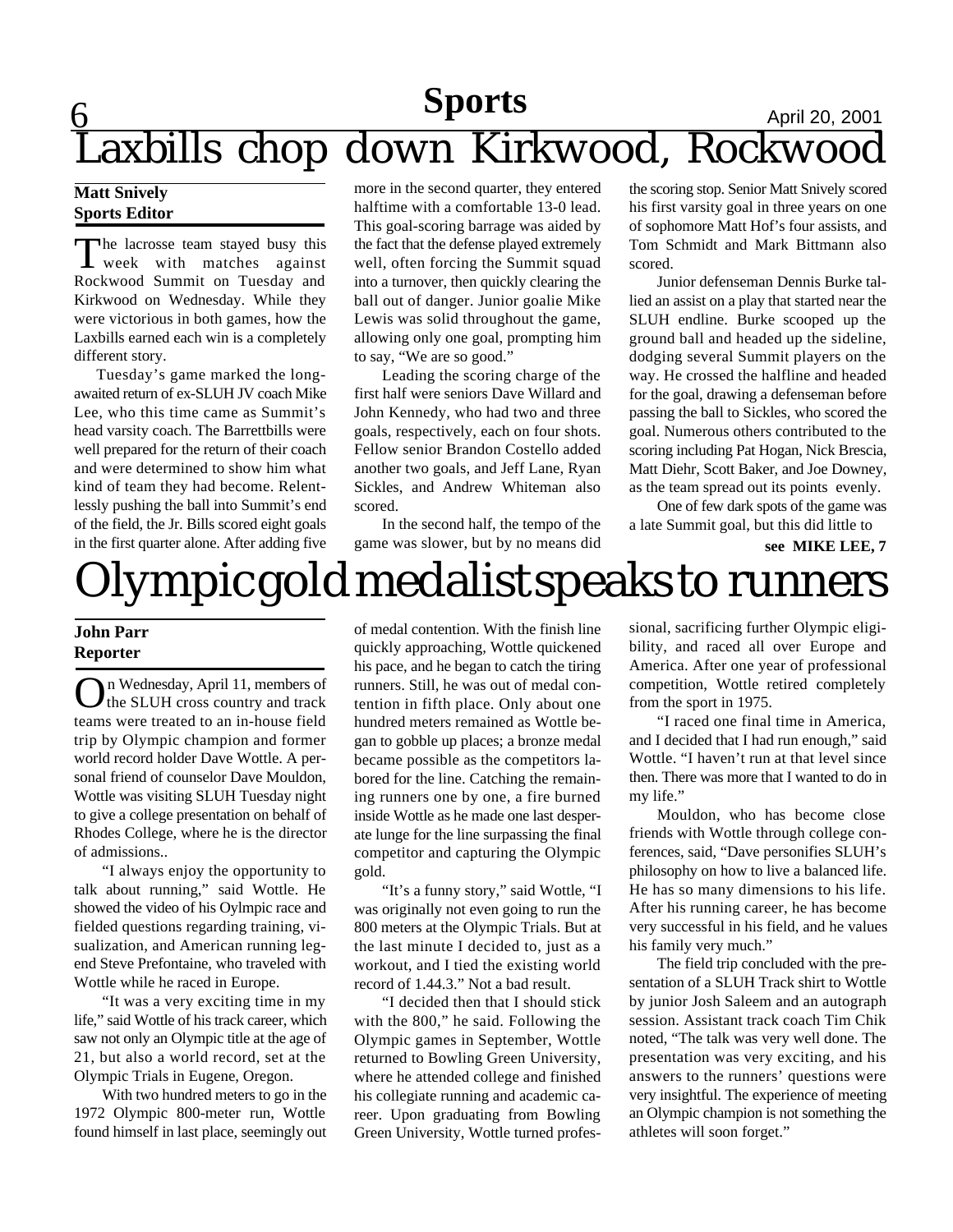# Sports

# Laxbills chop down Kirkwood, Rockwood

**Matt Snively**
**Sports Editor**

The lacrosse team stayed busy this week with matches against Rockwood Summit on Tuesday and Kirkwood on Wednesday. While they were victorious in both games, how the Laxbills earned each win is a completely different story.

Tuesday's game marked the long-awaited return of ex-SLUH JV coach Mike Lee, who this time came as Summit's head varsity coach. The Barrettbills were well prepared for the return of their coach and were determined to show him what kind of team they had become. Relentlessly pushing the ball into Summit's end of the field, the Jr. Bills scored eight goals in the first quarter alone. After adding five more in the second quarter, they entered halftime with a comfortable 13-0 lead. This goal-scoring barrage was aided by the fact that the defense played extremely well, often forcing the Summit squad into a turnover, then quickly clearing the ball out of danger. Junior goalie Mike Lewis was solid throughout the game, allowing only one goal, prompting him to say, "We are so good."

Leading the scoring charge of the first half were seniors Dave Willard and John Kennedy, who had two and three goals, respectively, each on four shots. Fellow senior Brandon Costello added another two goals, and Jeff Lane, Ryan Sickles, and Andrew Whiteman also scored.

In the second half, the tempo of the game was slower, but by no means did the scoring stop. Senior Matt Snively scored his first varsity goal in three years on one of sophomore Matt Hof's four assists, and Tom Schmidt and Mark Bittmann also scored.

Junior defenseman Dennis Burke tallied an assist on a play that started near the SLUH endline. Burke scooped up the ground ball and headed up the sideline, dodging several Summit players on the way. He crossed the halfline and headed for the goal, drawing a defenseman before passing the ball to Sickles, who scored the goal. Numerous others contributed to the scoring including Pat Hogan, Nick Brescia, Matt Diehr, Scott Baker, and Joe Downey, as the team spread out its points evenly.

One of few dark spots of the game was a late Summit goal, but this did little to

**see MIKE LEE, 7**

# Olympic gold medalist speaks to runners

**John Parr**
**Reporter**

On Wednesday, April 11, members of the SLUH cross country and track teams were treated to an in-house field trip by Olympic champion and former world record holder Dave Wottle. A personal friend of counselor Dave Mouldon, Wottle was visiting SLUH Tuesday night to give a college presentation on behalf of Rhodes College, where he is the director of admissions..

"I always enjoy the opportunity to talk about running," said Wottle. He showed the video of his Oylmpic race and fielded questions regarding training, visualization, and American running legend Steve Prefontaine, who traveled with Wottle while he raced in Europe.

"It was a very exciting time in my life," said Wottle of his track career, which saw not only an Olympic title at the age of 21, but also a world record, set at the Olympic Trials in Eugene, Oregon.

With two hundred meters to go in the 1972 Olympic 800-meter run, Wottle found himself in last place, seemingly out of medal contention. With the finish line quickly approaching, Wottle quickened his pace, and he began to catch the tiring runners. Still, he was out of medal contention in fifth place. Only about one hundred meters remained as Wottle began to gobble up places; a bronze medal became possible as the competitors labored for the line. Catching the remaining runners one by one, a fire burned inside Wottle as he made one last desperate lunge for the line surpassing the final competitor and capturing the Olympic gold.

"It's a funny story," said Wottle, "I was originally not even going to run the 800 meters at the Olympic Trials. But at the last minute I decided to, just as a workout, and I tied the existing world record of 1.44.3." Not a bad result.

"I decided then that I should stick with the 800," he said. Following the Olympic games in September, Wottle returned to Bowling Green University, where he attended college and finished his collegiate running and academic career. Upon graduating from Bowling Green University, Wottle turned professional, sacrificing further Olympic eligibility, and raced all over Europe and America. After one year of professional competition, Wottle retired completely from the sport in 1975.

"I raced one final time in America, and I decided that I had run enough," said Wottle. "I haven't run at that level since then. There was more that I wanted to do in my life."

Mouldon, who has become close friends with Wottle through college conferences, said, "Dave personifies SLUH's philosophy on how to live a balanced life. He has so many dimensions to his life. After his running career, he has become very successful in his field, and he values his family very much."

The field trip concluded with the presentation of a SLUH Track shirt to Wottle by junior Josh Saleem and an autograph session. Assistant track coach Tim Chik noted, "The talk was very well done. The presentation was very exciting, and his answers to the runners' questions were very insightful. The experience of meeting an Olympic champion is not something the athletes will soon forget."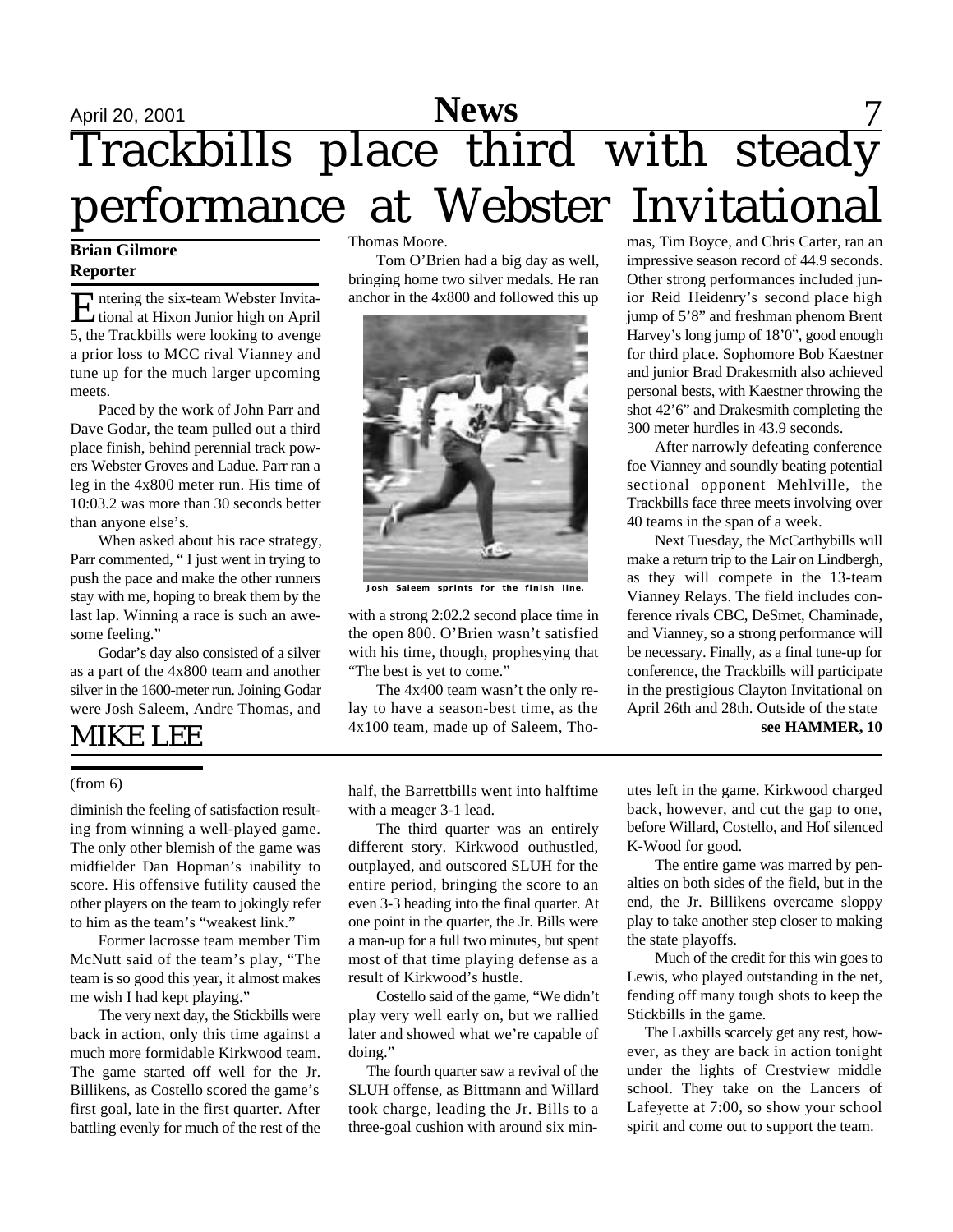# Trackbills place third with steady performance at Webster Invitational

**Brian Gilmore**
**Reporter**

Entering the six-team Webster Invitational at Hixon Junior high on April 5, the Trackbills were looking to avenge a prior loss to MCC rival Vianney and tune up for the much larger upcoming meets.

Paced by the work of John Parr and Dave Godar, the team pulled out a third place finish, behind perennial track powers Webster Groves and Ladue. Parr ran a leg in the 4x800 meter run. His time of 10:03.2 was more than 30 seconds better than anyone else's.

When asked about his race strategy, Parr commented, " I just went in trying to push the pace and make the other runners stay with me, hoping to break them by the last lap. Winning a race is such an awesome feeling."

Godar's day also consisted of a silver as a part of the 4x800 team and another silver in the 1600-meter run. Joining Godar were Josh Saleem, Andre Thomas, and Thomas Moore.

Tom O'Brien had a big day as well, bringing home two silver medals. He ran anchor in the 4x800 and followed this up with a strong 2:02.2 second place time in the open 800. O'Brien wasn't satisfied with his time, though, prophesying that "The best is yet to come."

Josh Saleem sprints for the finish line.

The 4x400 team wasn't the only relay to have a season-best time, as the 4x100 team, made up of Saleem, Thomas, Tim Boyce, and Chris Carter, ran an impressive season record of 44.9 seconds. Other strong performances included junior Reid Heidenry's second place high jump of 5'8" and freshman phenom Brent Harvey's long jump of 18'0", good enough for third place. Sophomore Bob Kaestner and junior Brad Drakesmith also achieved personal bests, with Kaestner throwing the shot 42'6" and Drakesmith completing the 300 meter hurdles in 43.9 seconds.

After narrowly defeating conference foe Vianney and soundly beating potential sectional opponent Mehlville, the Trackbills face three meets involving over 40 teams in the span of a week.

Next Tuesday, the McCarthybills will make a return trip to the Lair on Lindbergh, as they will compete in the 13-team Vianney Relays. The field includes conference rivals CBC, DeSmet, Chaminade, and Vianney, so a strong performance will be necessary. Finally, as a final tune-up for conference, the Trackbills will participate in the prestigious Clayton Invitational on April 26th and 28th. Outside of the state

**see HAMMER, 10**

# MIKE LEE

(from 6)

diminish the feeling of satisfaction resulting from winning a well-played game. The only other blemish of the game was midfielder Dan Hopman's inability to score. His offensive futility caused the other players on the team to jokingly refer to him as the team's "weakest link."

Former lacrosse team member Tim McNutt said of the team's play, "The team is so good this year, it almost makes me wish I had kept playing."

The very next day, the Stickbills were back in action, only this time against a much more formidable Kirkwood team. The game started off well for the Jr. Billikens, as Costello scored the game's first goal, late in the first quarter. After battling evenly for much of the rest of the half, the Barrettbills went into halftime with a meager 3-1 lead.

The third quarter was an entirely different story. Kirkwood outhustled, outplayed, and outscored SLUH for the entire period, bringing the score to an even 3-3 heading into the final quarter. At one point in the quarter, the Jr. Bills were a man-up for a full two minutes, but spent most of that time playing defense as a result of Kirkwood's hustle.

Costello said of the game, "We didn't play very well early on, but we rallied later and showed what we're capable of doing."

The fourth quarter saw a revival of the SLUH offense, as Bittmann and Willard took charge, leading the Jr. Bills to a three-goal cushion with around six minutes left in the game. Kirkwood charged back, however, and cut the gap to one, before Willard, Costello, and Hof silenced K-Wood for good.

The entire game was marred by penalties on both sides of the field, but in the end, the Jr. Billikens overcame sloppy play to take another step closer to making the state playoffs.

Much of the credit for this win goes to Lewis, who played outstanding in the net, fending off many tough shots to keep the Stickbills in the game.

The Laxbills scarcely get any rest, however, as they are back in action tonight under the lights of Crestview middle school. They take on the Lancers of Lafeyette at 7:00, so show your school spirit and come out to support the team.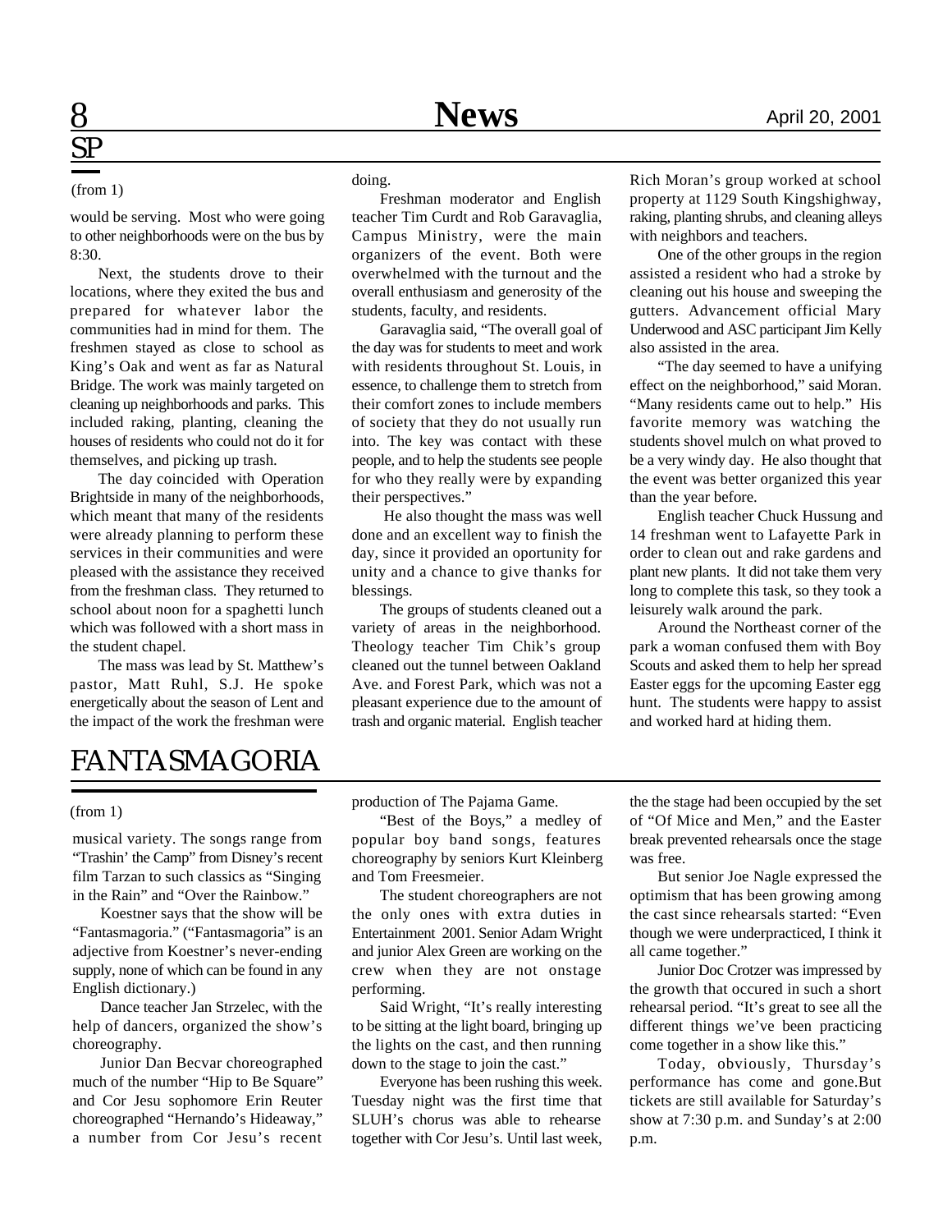## SP

(from 1)

would be serving. Most who were going to other neighborhoods were on the bus by 8:30.

Next, the students drove to their locations, where they exited the bus and prepared for whatever labor the communities had in mind for them. The freshmen stayed as close to school as King's Oak and went as far as Natural Bridge. The work was mainly targeted on cleaning up neighborhoods and parks. This included raking, planting, cleaning the houses of residents who could not do it for themselves, and picking up trash.

The day coincided with Operation Brightside in many of the neighborhoods, which meant that many of the residents were already planning to perform these services in their communities and were pleased with the assistance they received from the freshman class. They returned to school about noon for a spaghetti lunch which was followed with a short mass in the student chapel.

The mass was lead by St. Matthew's pastor, Matt Ruhl, S.J. He spoke energetically about the season of Lent and the impact of the work the freshman were doing.

Freshman moderator and English teacher Tim Curdt and Rob Garavaglia, Campus Ministry, were the main organizers of the event. Both were overwhelmed with the turnout and the overall enthusiasm and generosity of the students, faculty, and residents.

Garavaglia said, "The overall goal of the day was for students to meet and work with residents throughout St. Louis, in essence, to challenge them to stretch from their comfort zones to include members of society that they do not usually run into. The key was contact with these people, and to help the students see people for who they really were by expanding their perspectives."

He also thought the mass was well done and an excellent way to finish the day, since it provided an oportunity for unity and a chance to give thanks for blessings.

The groups of students cleaned out a variety of areas in the neighborhood. Theology teacher Tim Chik's group cleaned out the tunnel between Oakland Ave. and Forest Park, which was not a pleasant experience due to the amount of trash and organic material. English teacher Rich Moran's group worked at school property at 1129 South Kingshighway, raking, planting shrubs, and cleaning alleys with neighbors and teachers.

One of the other groups in the region assisted a resident who had a stroke by cleaning out his house and sweeping the gutters. Advancement official Mary Underwood and ASC participant Jim Kelly also assisted in the area.

"The day seemed to have a unifying effect on the neighborhood," said Moran. "Many residents came out to help." His favorite memory was watching the students shovel mulch on what proved to be a very windy day. He also thought that the event was better organized this year than the year before.

English teacher Chuck Hussung and 14 freshman went to Lafayette Park in order to clean out and rake gardens and plant new plants. It did not take them very long to complete this task, so they took a leisurely walk around the park.

Around the Northeast corner of the park a woman confused them with Boy Scouts and asked them to help her spread Easter eggs for the upcoming Easter egg hunt. The students were happy to assist and worked hard at hiding them.

## FANTASMAGORIA

(from 1)

musical variety. The songs range from "Trashin' the Camp" from Disney's recent film Tarzan to such classics as "Singing in the Rain" and "Over the Rainbow."

Koestner says that the show will be "Fantasmagoria." ("Fantasmagoria" is an adjective from Koestner's never-ending supply, none of which can be found in any English dictionary.)

Dance teacher Jan Strzelec, with the help of dancers, organized the show's choreography.

Junior Dan Becvar choreographed much of the number "Hip to Be Square" and Cor Jesu sophomore Erin Reuter choreographed "Hernando's Hideaway," a number from Cor Jesu's recent production of The Pajama Game.

"Best of the Boys," a medley of popular boy band songs, features choreography by seniors Kurt Kleinberg and Tom Freesmeier.

The student choreographers are not the only ones with extra duties in Entertainment 2001. Senior Adam Wright and junior Alex Green are working on the crew when they are not onstage performing.

Said Wright, "It's really interesting to be sitting at the light board, bringing up the lights on the cast, and then running down to the stage to join the cast."

Everyone has been rushing this week. Tuesday night was the first time that SLUH's chorus was able to rehearse together with Cor Jesu's. Until last week, the the stage had been occupied by the set of "Of Mice and Men," and the Easter break prevented rehearsals once the stage was free.

But senior Joe Nagle expressed the optimism that has been growing among the cast since rehearsals started: "Even though we were underpracticed, I think it all came together."

Junior Doc Crotzer was impressed by the growth that occured in such a short rehearsal period. "It's great to see all the different things we've been practicing come together in a show like this."

Today, obviously, Thursday's performance has come and gone.But tickets are still available for Saturday's show at 7:30 p.m. and Sunday's at 2:00 p.m.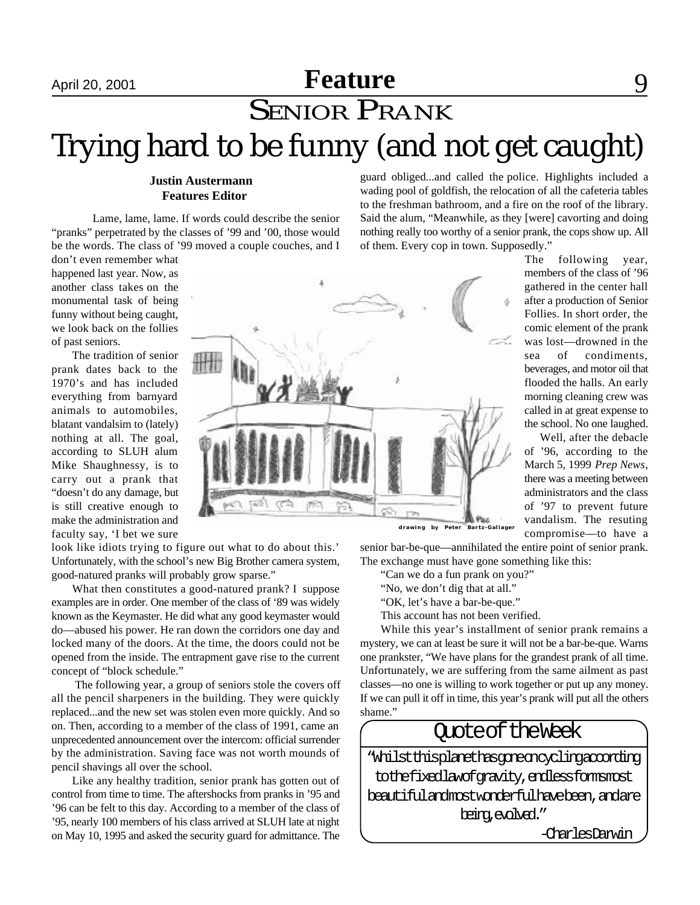# SENIOR PRANK

## Trying hard to be funny (and not get caught)

**Justin Austermann**
**Features Editor**

Lame, lame, lame. If words could describe the senior "pranks" perpetrated by the classes of '99 and '00, those would be the words. The class of '99 moved a couple couches, and I don't even remember what happened last year. Now, as another class takes on the monumental task of being funny without being caught, we look back on the follies of past seniors.

The tradition of senior prank dates back to the 1970's and has included everything from barnyard animals to automobiles, blatant vandalsim to (lately) nothing at all. The goal, according to SLUH alum Mike Shaughnessy, is to carry out a prank that "doesn't do any damage, but is still creative enough to make the administration and faculty say, 'I bet we sure look like idiots trying to figure out what to do about this.' Unfortunately, with the school's new Big Brother camera system, good-natured pranks will probably grow sparse."

drawing by Peter Bartz-Gallager

What then constitutes a good-natured prank? I suppose examples are in order. One member of the class of '89 was widely known as the Keymaster. He did what any good keymaster would do—abused his power. He ran down the corridors one day and locked many of the doors. At the time, the doors could not be opened from the inside. The entrapment gave rise to the current concept of "block schedule."

The following year, a group of seniors stole the covers off all the pencil sharpeners in the building. They were quickly replaced...and the new set was stolen even more quickly. And so on. Then, according to a member of the class of 1991, came an unprecedented announcement over the intercom: official surrender by the administration. Saving face was not worth mounds of pencil shavings all over the school.

Like any healthy tradition, senior prank has gotten out of control from time to time. The aftershocks from pranks in '95 and '96 can be felt to this day. According to a member of the class of '95, nearly 100 members of his class arrived at SLUH late at night on May 10, 1995 and asked the security guard for admittance. The guard obliged...and called the police. Highlights included a wading pool of goldfish, the relocation of all the cafeteria tables to the freshman bathroom, and a fire on the roof of the library. Said the alum, "Meanwhile, as they [were] cavorting and doing nothing really too worthy of a senior prank, the cops show up. All of them. Every cop in town. Supposedly."

The following year, members of the class of '96 gathered in the center hall after a production of Senior Follies. In short order, the comic element of the prank was lost—drowned in the sea of condiments, beverages, and motor oil that flooded the halls. An early morning cleaning crew was called in at great expense to the school. No one laughed.

Well, after the debacle of '96, according to the March 5, 1999 *Prep News*, there was a meeting between administrators and the class of '97 to prevent future vandalism. The resuting compromise—to have a senior bar-be-que—annihilated the entire point of senior prank. The exchange must have gone something like this:

"Can we do a fun prank on you?"

"No, we don't dig that at all."

"OK, let's have a bar-be-que."

This account has not been verified.

While this year's installment of senior prank remains a mystery, we can at least be sure it will not be a bar-be-que. Warns one prankster, "We have plans for the grandest prank of all time. Unfortunately, we are suffering from the same ailment as past classes—no one is willing to work together or put up any money. If we can pull it off in time, this year's prank will put all the others shame."

### Quote of the Week

"Whilst this planet has gone on cycling according to the fixed law of gravity, endless forms most beautiful and most wonderful have been, and are being, evolved."

-Charles Darwin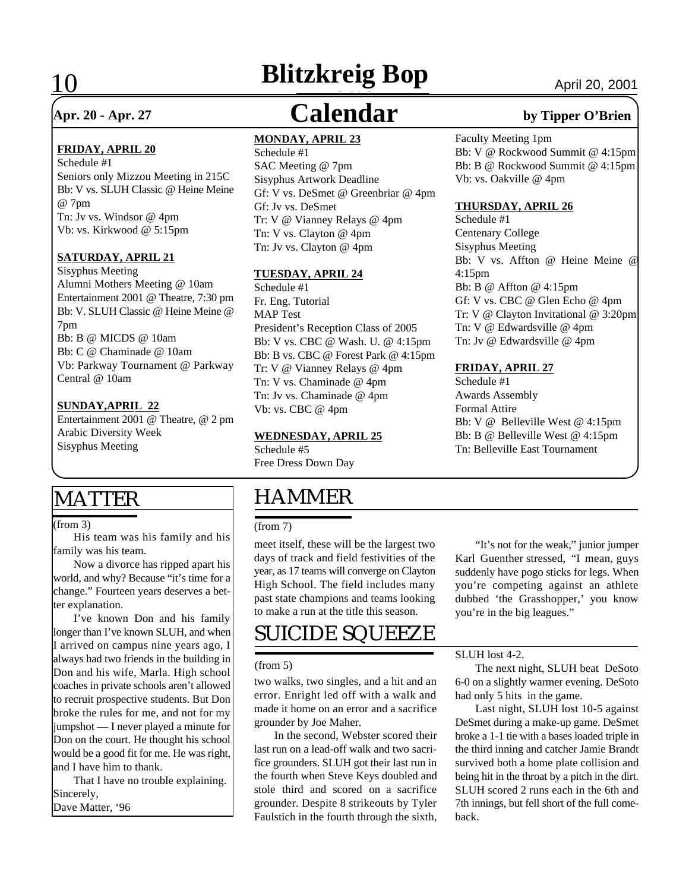# Calendar

**Apr. 20 - Apr. 27**

**by Tipper O'Brien**

**FRIDAY, APRIL 20**
Schedule #1
Seniors only Mizzou Meeting in 215C
Bb: V vs. SLUH Classic @ Heine Meine @ 7pm
Tn: Jv vs. Windsor @ 4pm
Vb: vs. Kirkwood @ 5:15pm

**SATURDAY, APRIL 21**
Sisyphus Meeting
Alumni Mothers Meeting @ 10am
Entertainment 2001 @ Theatre, 7:30 pm
Bb: V. SLUH Classic @ Heine Meine @ 7pm
Bb: B @ MICDS @ 10am
Bb: C @ Chaminade @ 10am
Vb: Parkway Tournament @ Parkway Central @ 10am

**SUNDAY,APRIL 22**
Entertainment 2001 @ Theatre, @ 2 pm
Arabic Diversity Week
Sisyphus Meeting

**MONDAY, APRIL 23**
Schedule #1
SAC Meeting @ 7pm
Sisyphus Artwork Deadline
Gf: V vs. DeSmet @ Greenbriar @ 4pm
Gf: Jv vs. DeSmet
Tr: V @ Vianney Relays @ 4pm
Tn: V vs. Clayton @ 4pm
Tn: Jv vs. Clayton @ 4pm

**TUESDAY, APRIL 24**
Schedule #1
Fr. Eng. Tutorial
MAP Test
President's Reception Class of 2005
Bb: V vs. CBC @ Wash. U. @ 4:15pm
Bb: B vs. CBC @ Forest Park @ 4:15pm
Tr: V @ Vianney Relays @ 4pm
Tn: V vs. Chaminade @ 4pm
Tn: Jv vs. Chaminade @ 4pm
Vb: vs. CBC @ 4pm

**WEDNESDAY, APRIL 25**
Schedule #5
Free Dress Down Day
Faculty Meeting 1pm
Bb: V @ Rockwood Summit @ 4:15pm
Bb: B @ Rockwood Summit @ 4:15pm
Vb: vs. Oakville @ 4pm

**THURSDAY, APRIL 26**
Schedule #1
Centenary College
Sisyphus Meeting
Bb: V vs. Affton @ Heine Meine @ 4:15pm
Bb: B @ Affton @ 4:15pm
Gf: V vs. CBC @ Glen Echo @ 4pm
Tr: V @ Clayton Invitational @ 3:20pm
Tn: V @ Edwardsville @ 4pm
Tn: Jv @ Edwardsville @ 4pm

**FRIDAY, APRIL 27**
Schedule #1
Awards Assembly
Formal Attire
Bb: V @ Belleville West @ 4:15pm
Bb: B @ Belleville West @ 4:15pm
Tn: Belleville East Tournament

## MATTER

(from 3)

His team was his family and his family was his team.

Now a divorce has ripped apart his world, and why? Because "it's time for a change." Fourteen years deserves a better explanation.

I've known Don and his family longer than I've known SLUH, and when I arrived on campus nine years ago, I always had two friends in the building in Don and his wife, Marla. High school coaches in private schools aren't allowed to recruit prospective students. But Don broke the rules for me, and not for my jumpshot — I never played a minute for Don on the court. He thought his school would be a good fit for me. He was right, and I have him to thank.

That I have no trouble explaining.
Sincerely,
Dave Matter, '96

## HAMMER

(from 7)

meet itself, these will be the largest two days of track and field festivities of the year, as 17 teams will converge on Clayton High School. The field includes many past state champions and teams looking to make a run at the title this season.

"It's not for the weak," junior jumper Karl Guenther stressed, "I mean, guys suddenly have pogo sticks for legs. When you're competing against an athlete dubbed 'the Grasshopper,' you know you're in the big leagues."

## SUICIDE SQUEEZE

(from 5)

two walks, two singles, and a hit and an error. Enright led off with a walk and made it home on an error and a sacrifice grounder by Joe Maher.

In the second, Webster scored their last run on a lead-off walk and two sacrifice grounders. SLUH got their last run in the fourth when Steve Keys doubled and stole third and scored on a sacrifice grounder. Despite 8 strikeouts by Tyler Faulstich in the fourth through the sixth, SLUH lost 4-2.

The next night, SLUH beat DeSoto 6-0 on a slightly warmer evening. DeSoto had only 5 hits in the game.

Last night, SLUH lost 10-5 against DeSmet during a make-up game. DeSmet broke a 1-1 tie with a bases loaded triple in the third inning and catcher Jamie Brandt survived both a home plate collision and being hit in the throat by a pitch in the dirt. SLUH scored 2 runs each in the 6th and 7th innings, but fell short of the full comeback.